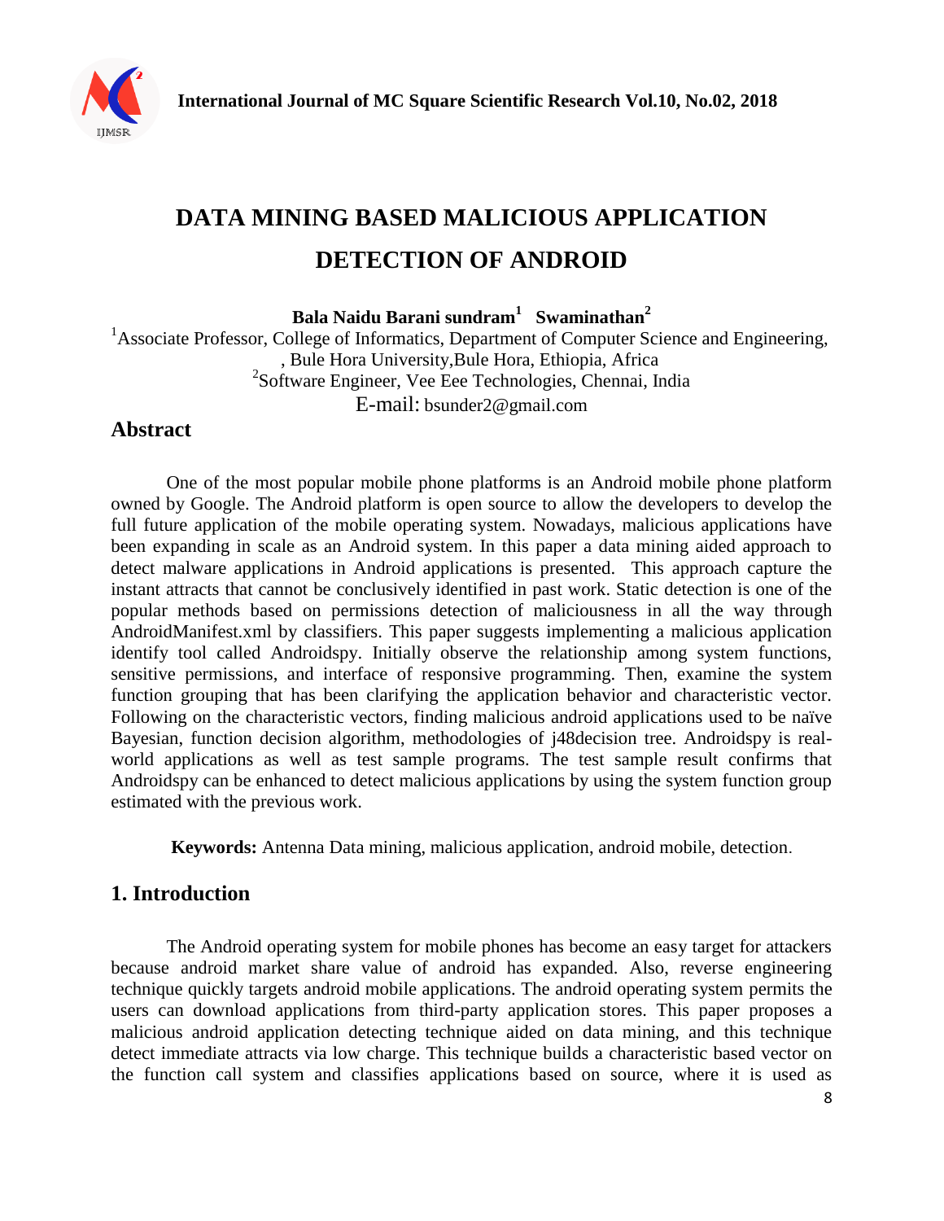# DATA MINING BASED MALICIOUS APPLICATION DETECTION OF ANDROID

**Bala Naidu Barani sundram[1] Swaminathan[2]**

[1]Associate Professor, College of Informatics, Department of Computer Science and Engineering, , Bule Hora University,Bule Hora, Ethiopia, Africa

[2]Software Engineer, Vee Eee Technologies, Chennai, India

E-mail: bsunder2@gmail.com

## Abstract

One of the most popular mobile phone platforms is an Android mobile phone platform owned by Google. The Android platform is open source to allow the developers to develop the full future application of the mobile operating system. Nowadays, malicious applications have been expanding in scale as an Android system. In this paper a data mining aided approach to detect malware applications in Android applications is presented. This approach capture the instant attracts that cannot be conclusively identified in past work. Static detection is one of the popular methods based on permissions detection of maliciousness in all the way through AndroidManifest.xml by classifiers. This paper suggests implementing a malicious application identify tool called Androidspy. Initially observe the relationship among system functions, sensitive permissions, and interface of responsive programming. Then, examine the system function grouping that has been clarifying the application behavior and characteristic vector. Following on the characteristic vectors, finding malicious android applications used to be naïve Bayesian, function decision algorithm, methodologies of j48decision tree. Androidspy is real-world applications as well as test sample programs. The test sample result confirms that Androidspy can be enhanced to detect malicious applications by using the system function group estimated with the previous work.

**Keywords:** Antenna Data mining, malicious application, android mobile, detection.

## 1. Introduction

The Android operating system for mobile phones has become an easy target for attackers because android market share value of android has expanded. Also, reverse engineering technique quickly targets android mobile applications. The android operating system permits the users can download applications from third-party application stores. This paper proposes a malicious android application detecting technique aided on data mining, and this technique detect immediate attracts via low charge. This technique builds a characteristic based vector on the function call system and classifies applications based on source, where it is used as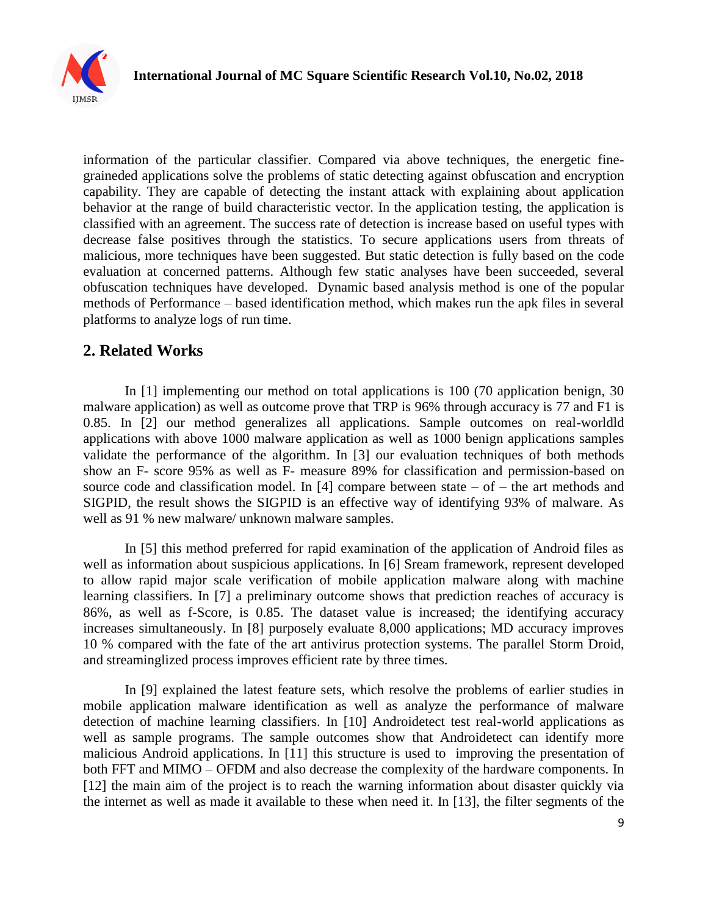information of the particular classifier. Compared via above techniques, the energetic fine-graineded applications solve the problems of static detecting against obfuscation and encryption capability. They are capable of detecting the instant attack with explaining about application behavior at the range of build characteristic vector. In the application testing, the application is classified with an agreement. The success rate of detection is increase based on useful types with decrease false positives through the statistics. To secure applications users from threats of malicious, more techniques have been suggested. But static detection is fully based on the code evaluation at concerned patterns. Although few static analyses have been succeeded, several obfuscation techniques have developed. Dynamic based analysis method is one of the popular methods of Performance – based identification method, which makes run the apk files in several platforms to analyze logs of run time.

## 2. Related Works

In [1] implementing our method on total applications is 100 (70 application benign, 30 malware application) as well as outcome prove that TRP is 96% through accuracy is 77 and F1 is 0.85. In [2] our method generalizes all applications. Sample outcomes on real-worldld applications with above 1000 malware application as well as 1000 benign applications samples validate the performance of the algorithm. In [3] our evaluation techniques of both methods show an F- score 95% as well as F- measure 89% for classification and permission-based on source code and classification model. In [4] compare between state – of – the art methods and SIGPID, the result shows the SIGPID is an effective way of identifying 93% of malware. As well as 91 % new malware/ unknown malware samples.

In [5] this method preferred for rapid examination of the application of Android files as well as information about suspicious applications. In [6] Sream framework, represent developed to allow rapid major scale verification of mobile application malware along with machine learning classifiers. In [7] a preliminary outcome shows that prediction reaches of accuracy is 86%, as well as f-Score, is 0.85. The dataset value is increased; the identifying accuracy increases simultaneously. In [8] purposely evaluate 8,000 applications; MD accuracy improves 10 % compared with the fate of the art antivirus protection systems. The parallel Storm Droid, and streaminglized process improves efficient rate by three times.

In [9] explained the latest feature sets, which resolve the problems of earlier studies in mobile application malware identification as well as analyze the performance of malware detection of machine learning classifiers. In [10] Androidetect test real-world applications as well as sample programs. The sample outcomes show that Androidetect can identify more malicious Android applications. In [11] this structure is used to improving the presentation of both FFT and MIMO – OFDM and also decrease the complexity of the hardware components. In [12] the main aim of the project is to reach the warning information about disaster quickly via the internet as well as made it available to these when need it. In [13], the filter segments of the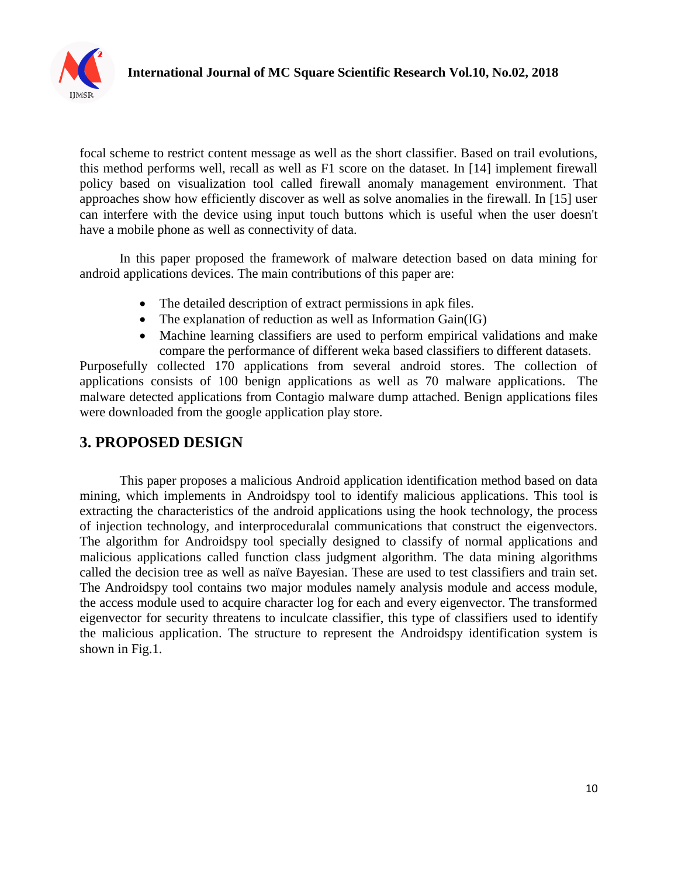focal scheme to restrict content message as well as the short classifier. Based on trail evolutions, this method performs well, recall as well as F1 score on the dataset. In [14] implement firewall policy based on visualization tool called firewall anomaly management environment. That approaches show how efficiently discover as well as solve anomalies in the firewall. In [15] user can interfere with the device using input touch buttons which is useful when the user doesn't have a mobile phone as well as connectivity of data.

In this paper proposed the framework of malware detection based on data mining for android applications devices. The main contributions of this paper are:

- The detailed description of extract permissions in apk files.
- The explanation of reduction as well as Information Gain(IG)
- Machine learning classifiers are used to perform empirical validations and make compare the performance of different weka based classifiers to different datasets.

Purposefully collected 170 applications from several android stores. The collection of applications consists of 100 benign applications as well as 70 malware applications. The malware detected applications from Contagio malware dump attached. Benign applications files were downloaded from the google application play store.

## 3. PROPOSED DESIGN

This paper proposes a malicious Android application identification method based on data mining, which implements in Androidspy tool to identify malicious applications. This tool is extracting the characteristics of the android applications using the hook technology, the process of injection technology, and interproceduralal communications that construct the eigenvectors. The algorithm for Androidspy tool specially designed to classify of normal applications and malicious applications called function class judgment algorithm. The data mining algorithms called the decision tree as well as naïve Bayesian. These are used to test classifiers and train set. The Androidspy tool contains two major modules namely analysis module and access module, the access module used to acquire character log for each and every eigenvector. The transformed eigenvector for security threatens to inculcate classifier, this type of classifiers used to identify the malicious application. The structure to represent the Androidspy identification system is shown in Fig.1.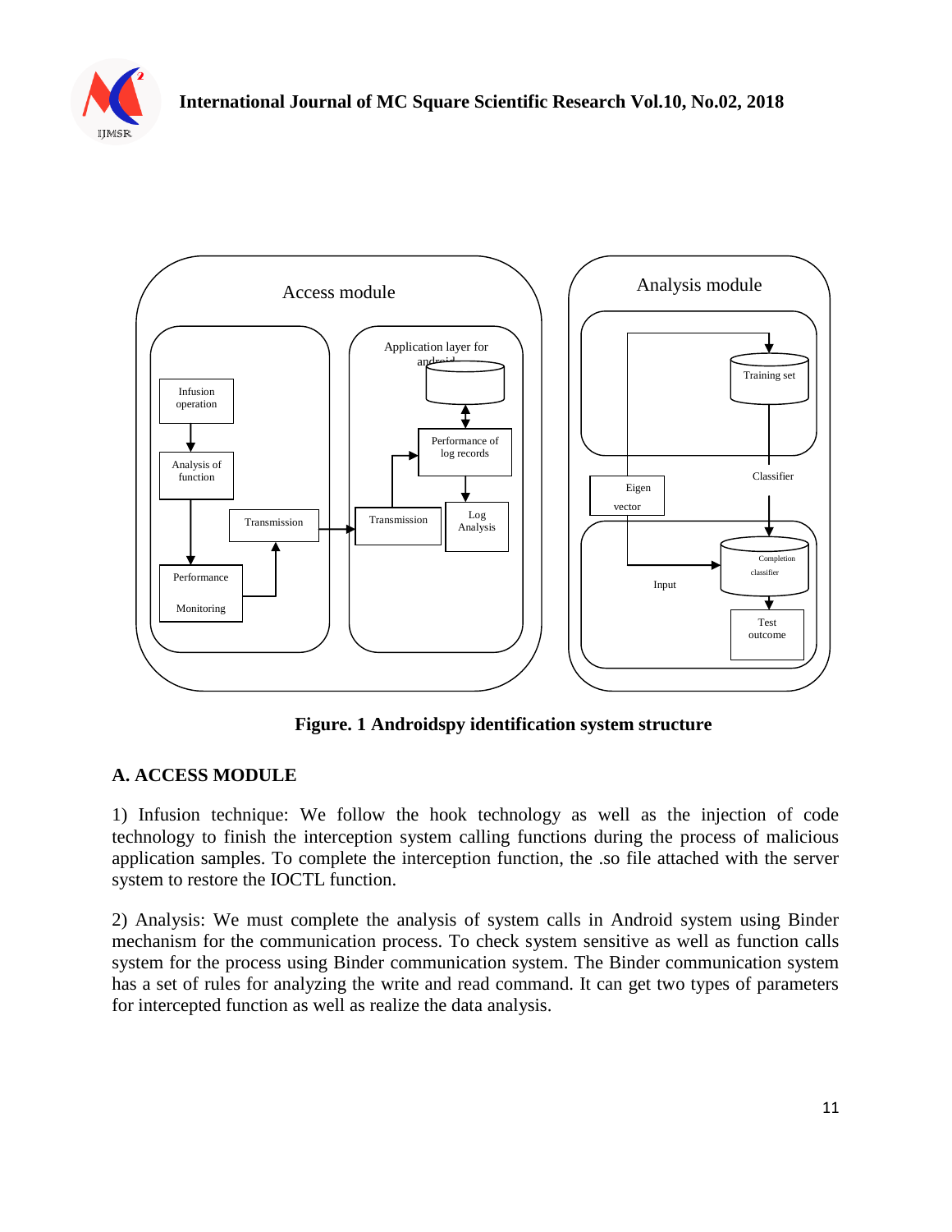Figure. 1 Androidspy identification system structure

## A. ACCESS MODULE

1) Infusion technique: We follow the hook technology as well as the injection of code technology to finish the interception system calling functions during the process of malicious application samples. To complete the interception function, the .so file attached with the server system to restore the IOCTL function.

2) Analysis: We must complete the analysis of system calls in Android system using Binder mechanism for the communication process. To check system sensitive as well as function calls system for the process using Binder communication system. The Binder communication system has a set of rules for analyzing the write and read command. It can get two types of parameters for intercepted function as well as realize the data analysis.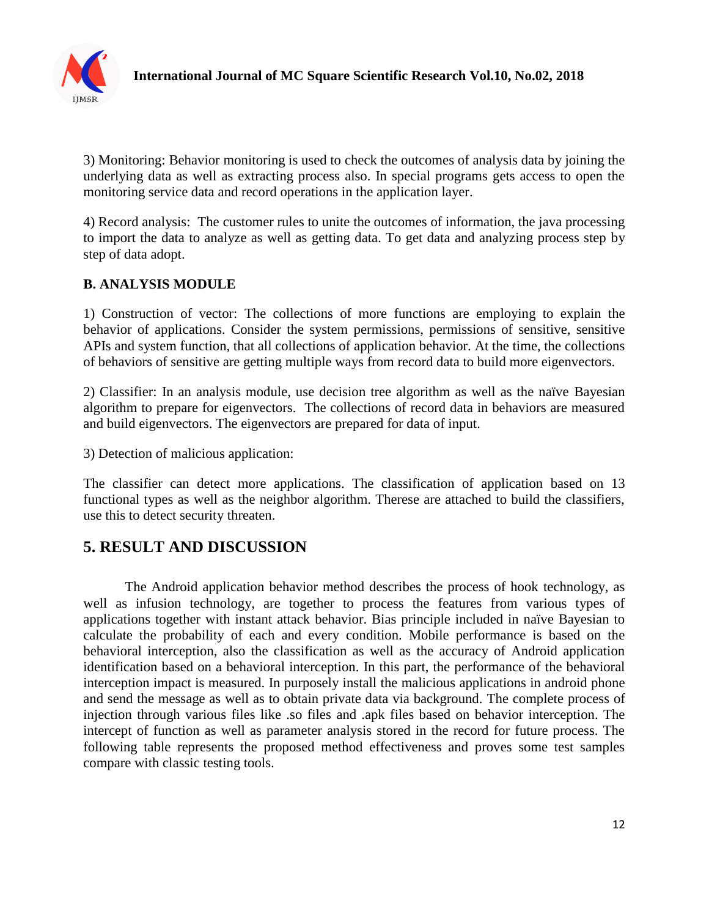3) Monitoring: Behavior monitoring is used to check the outcomes of analysis data by joining the underlying data as well as extracting process also. In special programs gets access to open the monitoring service data and record operations in the application layer.

4) Record analysis: The customer rules to unite the outcomes of information, the java processing to import the data to analyze as well as getting data. To get data and analyzing process step by step of data adopt.

### B. ANALYSIS MODULE

1) Construction of vector: The collections of more functions are employing to explain the behavior of applications. Consider the system permissions, permissions of sensitive, sensitive APIs and system function, that all collections of application behavior. At the time, the collections of behaviors of sensitive are getting multiple ways from record data to build more eigenvectors.

2) Classifier: In an analysis module, use decision tree algorithm as well as the naïve Bayesian algorithm to prepare for eigenvectors. The collections of record data in behaviors are measured and build eigenvectors. The eigenvectors are prepared for data of input.

3) Detection of malicious application:

The classifier can detect more applications. The classification of application based on 13 functional types as well as the neighbor algorithm. Therese are attached to build the classifiers, use this to detect security threaten.

## 5. RESULT AND DISCUSSION

The Android application behavior method describes the process of hook technology, as well as infusion technology, are together to process the features from various types of applications together with instant attack behavior. Bias principle included in naïve Bayesian to calculate the probability of each and every condition. Mobile performance is based on the behavioral interception, also the classification as well as the accuracy of Android application identification based on a behavioral interception. In this part, the performance of the behavioral interception impact is measured. In purposely install the malicious applications in android phone and send the message as well as to obtain private data via background. The complete process of injection through various files like .so files and .apk files based on behavior interception. The intercept of function as well as parameter analysis stored in the record for future process. The following table represents the proposed method effectiveness and proves some test samples compare with classic testing tools.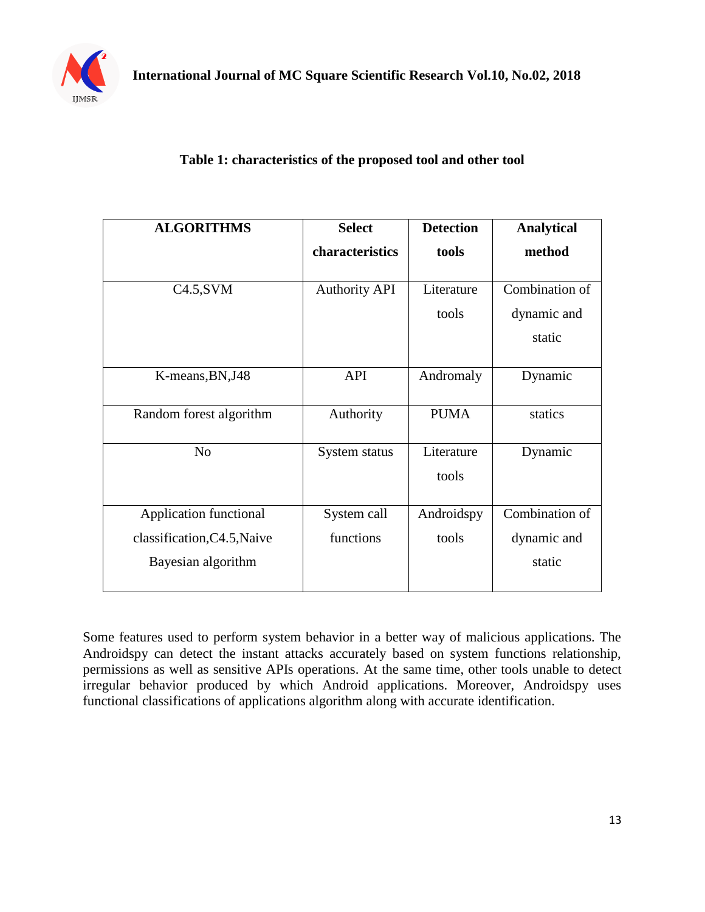**Table 1: characteristics of the proposed tool and other tool**

| ALGORITHMS | Select characteristics | Detection tools | Analytical method |
|---|---|---|---|
| C4.5,SVM | Authority API | Literature tools | Combination of dynamic and static |
| K-means,BN,J48 | API | Andromaly | Dynamic |
| Random forest algorithm | Authority | PUMA | statics |
| No | System status | Literature tools | Dynamic |
| Application functional classification,C4.5,Naive Bayesian algorithm | System call functions | Androidspy tools | Combination of dynamic and static |

Some features used to perform system behavior in a better way of malicious applications. The Androidspy can detect the instant attacks accurately based on system functions relationship, permissions as well as sensitive APIs operations. At the same time, other tools unable to detect irregular behavior produced by which Android applications. Moreover, Androidspy uses functional classifications of applications algorithm along with accurate identification.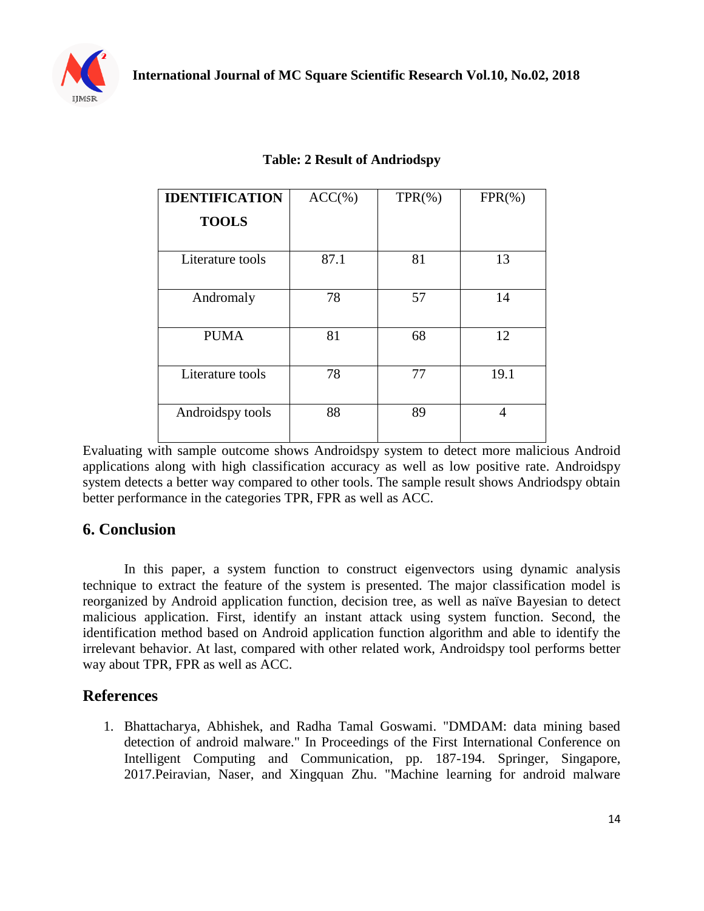**Table: 2 Result of Andriodspy**

| IDENTIFICATION TOOLS | ACC(%) | TPR(%) | FPR(%) |
|---|---|---|---|
| Literature tools | 87.1 | 81 | 13 |
| Andromaly | 78 | 57 | 14 |
| PUMA | 81 | 68 | 12 |
| Literature tools | 78 | 77 | 19.1 |
| Androidspy tools | 88 | 89 | 4 |

Evaluating with sample outcome shows Androidspy system to detect more malicious Android applications along with high classification accuracy as well as low positive rate. Androidspy system detects a better way compared to other tools. The sample result shows Andriodspy obtain better performance in the categories TPR, FPR as well as ACC.

## 6. Conclusion

In this paper, a system function to construct eigenvectors using dynamic analysis technique to extract the feature of the system is presented. The major classification model is reorganized by Android application function, decision tree, as well as naïve Bayesian to detect malicious application. First, identify an instant attack using system function. Second, the identification method based on Android application function algorithm and able to identify the irrelevant behavior. At last, compared with other related work, Androidspy tool performs better way about TPR, FPR as well as ACC.

## References

1. Bhattacharya, Abhishek, and Radha Tamal Goswami. "DMDAM: data mining based detection of android malware." In Proceedings of the First International Conference on Intelligent Computing and Communication, pp. 187-194. Springer, Singapore, 2017.Peiravian, Naser, and Xingquan Zhu. "Machine learning for android malware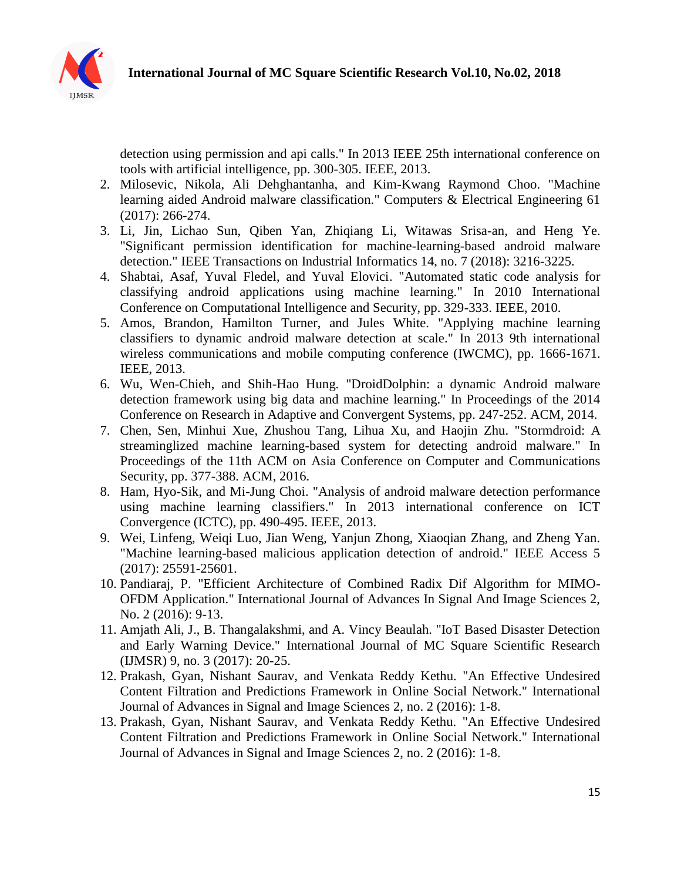detection using permission and api calls." In 2013 IEEE 25th international conference on tools with artificial intelligence, pp. 300-305. IEEE, 2013.

2. Milosevic, Nikola, Ali Dehghantanha, and Kim-Kwang Raymond Choo. "Machine learning aided Android malware classification." Computers & Electrical Engineering 61 (2017): 266-274.
3. Li, Jin, Lichao Sun, Qiben Yan, Zhiqiang Li, Witawas Srisa-an, and Heng Ye. "Significant permission identification for machine-learning-based android malware detection." IEEE Transactions on Industrial Informatics 14, no. 7 (2018): 3216-3225.
4. Shabtai, Asaf, Yuval Fledel, and Yuval Elovici. "Automated static code analysis for classifying android applications using machine learning." In 2010 International Conference on Computational Intelligence and Security, pp. 329-333. IEEE, 2010.
5. Amos, Brandon, Hamilton Turner, and Jules White. "Applying machine learning classifiers to dynamic android malware detection at scale." In 2013 9th international wireless communications and mobile computing conference (IWCMC), pp. 1666-1671. IEEE, 2013.
6. Wu, Wen-Chieh, and Shih-Hao Hung. "DroidDolphin: a dynamic Android malware detection framework using big data and machine learning." In Proceedings of the 2014 Conference on Research in Adaptive and Convergent Systems, pp. 247-252. ACM, 2014.
7. Chen, Sen, Minhui Xue, Zhushou Tang, Lihua Xu, and Haojin Zhu. "Stormdroid: A streaminglized machine learning-based system for detecting android malware." In Proceedings of the 11th ACM on Asia Conference on Computer and Communications Security, pp. 377-388. ACM, 2016.
8. Ham, Hyo-Sik, and Mi-Jung Choi. "Analysis of android malware detection performance using machine learning classifiers." In 2013 international conference on ICT Convergence (ICTC), pp. 490-495. IEEE, 2013.
9. Wei, Linfeng, Weiqi Luo, Jian Weng, Yanjun Zhong, Xiaoqian Zhang, and Zheng Yan. "Machine learning-based malicious application detection of android." IEEE Access 5 (2017): 25591-25601.
10. Pandiaraj, P. "Efficient Architecture of Combined Radix Dif Algorithm for MIMO-OFDM Application." International Journal of Advances In Signal And Image Sciences 2, No. 2 (2016): 9-13.
11. Amjath Ali, J., B. Thangalakshmi, and A. Vincy Beaulah. "IoT Based Disaster Detection and Early Warning Device." International Journal of MC Square Scientific Research (IJMSR) 9, no. 3 (2017): 20-25.
12. Prakash, Gyan, Nishant Saurav, and Venkata Reddy Kethu. "An Effective Undesired Content Filtration and Predictions Framework in Online Social Network." International Journal of Advances in Signal and Image Sciences 2, no. 2 (2016): 1-8.
13. Prakash, Gyan, Nishant Saurav, and Venkata Reddy Kethu. "An Effective Undesired Content Filtration and Predictions Framework in Online Social Network." International Journal of Advances in Signal and Image Sciences 2, no. 2 (2016): 1-8.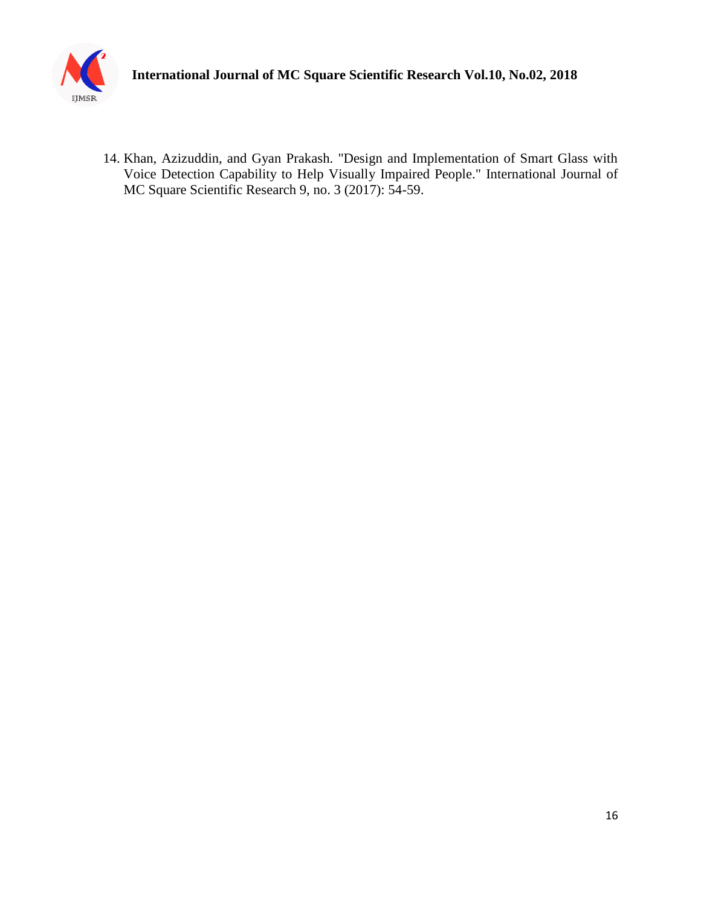14. Khan, Azizuddin, and Gyan Prakash. "Design and Implementation of Smart Glass with Voice Detection Capability to Help Visually Impaired People." International Journal of MC Square Scientific Research 9, no. 3 (2017): 54-59.